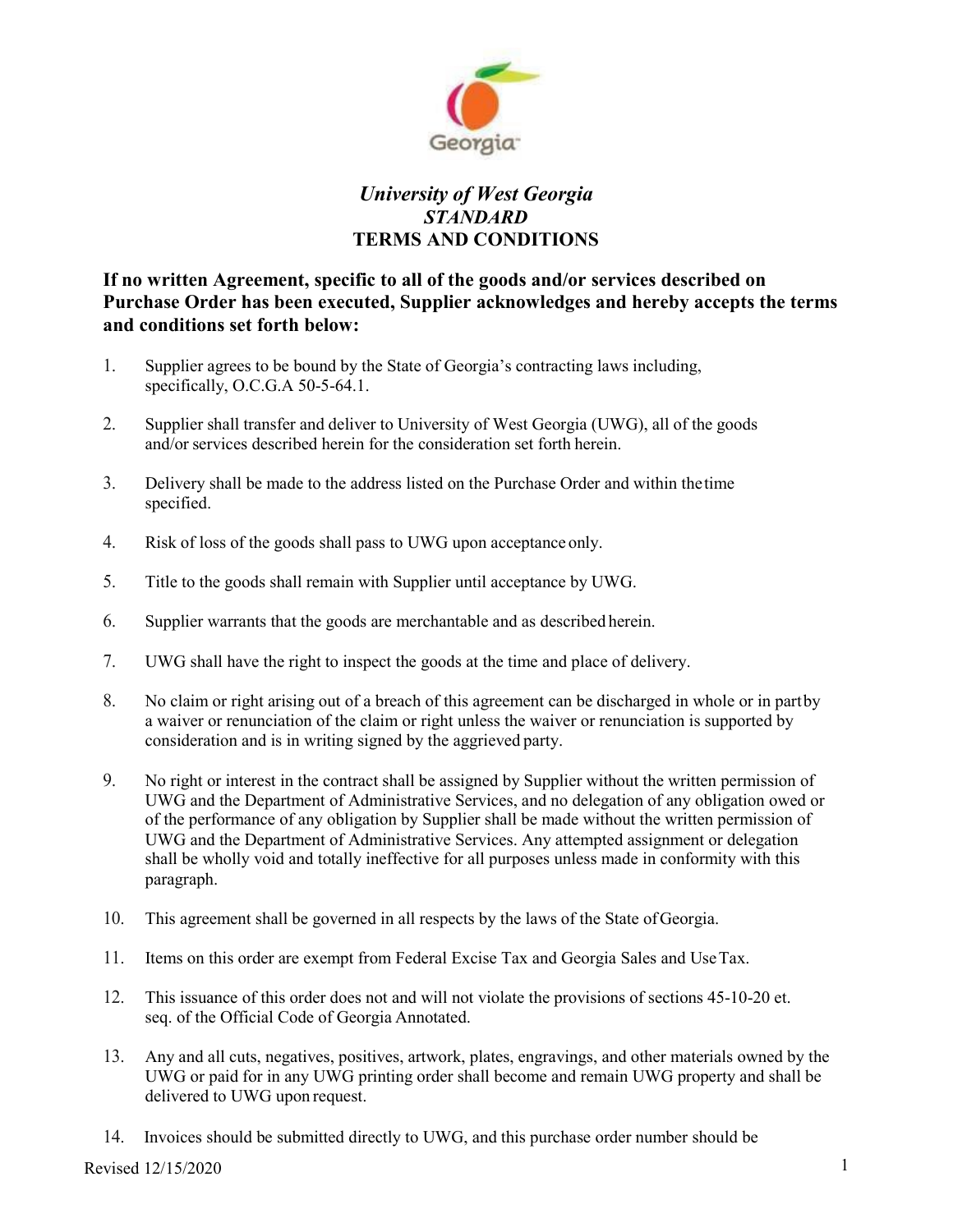# *University of West Georgia*
## *STANDARD*
## TERMS AND CONDITIONS

**If no written Agreement, specific to all of the goods and/or services described on Purchase Order has been executed, Supplier acknowledges and hereby accepts the terms and conditions set forth below:**

1. Supplier agrees to be bound by the State of Georgia's contracting laws including, specifically, O.C.G.A 50-5-64.1.

2. Supplier shall transfer and deliver to University of West Georgia (UWG), all of the goods and/or services described herein for the consideration set forth herein.

3. Delivery shall be made to the address listed on the Purchase Order and within the time specified.

4. Risk of loss of the goods shall pass to UWG upon acceptance only.

5. Title to the goods shall remain with Supplier until acceptance by UWG.

6. Supplier warrants that the goods are merchantable and as described herein.

7. UWG shall have the right to inspect the goods at the time and place of delivery.

8. No claim or right arising out of a breach of this agreement can be discharged in whole or in part by a waiver or renunciation of the claim or right unless the waiver or renunciation is supported by consideration and is in writing signed by the aggrieved party.

9. No right or interest in the contract shall be assigned by Supplier without the written permission of UWG and the Department of Administrative Services, and no delegation of any obligation owed or of the performance of any obligation by Supplier shall be made without the written permission of UWG and the Department of Administrative Services. Any attempted assignment or delegation shall be wholly void and totally ineffective for all purposes unless made in conformity with this paragraph.

10. This agreement shall be governed in all respects by the laws of the State of Georgia.

11. Items on this order are exempt from Federal Excise Tax and Georgia Sales and Use Tax.

12. This issuance of this order does not and will not violate the provisions of sections 45-10-20 et. seq. of the Official Code of Georgia Annotated.

13. Any and all cuts, negatives, positives, artwork, plates, engravings, and other materials owned by the UWG or paid for in any UWG printing order shall become and remain UWG property and shall be delivered to UWG upon request.

14. Invoices should be submitted directly to UWG, and this purchase order number should be

Revised 12/15/2020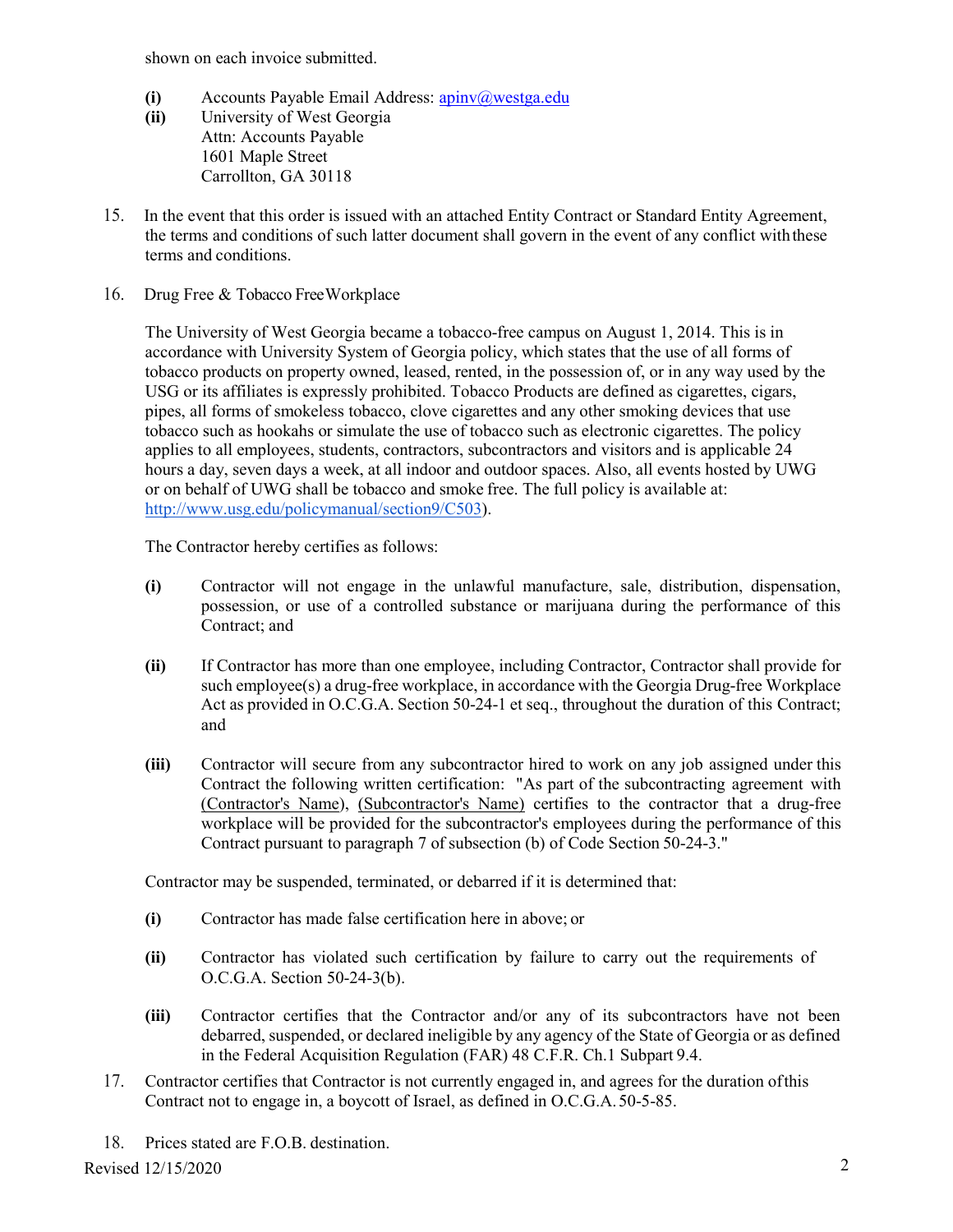shown on each invoice submitted.

- **(i)** Accounts Payable Email Address: apinv@westga.edu
- **(ii)** University of West Georgia
  Attn: Accounts Payable
  1601 Maple Street
  Carrollton, GA 30118

15. In the event that this order is issued with an attached Entity Contract or Standard Entity Agreement, the terms and conditions of such latter document shall govern in the event of any conflict with these terms and conditions.

16. Drug Free & Tobacco Free Workplace

    The University of West Georgia became a tobacco-free campus on August 1, 2014. This is in accordance with University System of Georgia policy, which states that the use of all forms of tobacco products on property owned, leased, rented, in the possession of, or in any way used by the USG or its affiliates is expressly prohibited. Tobacco Products are defined as cigarettes, cigars, pipes, all forms of smokeless tobacco, clove cigarettes and any other smoking devices that use tobacco such as hookahs or simulate the use of tobacco such as electronic cigarettes. The policy applies to all employees, students, contractors, subcontractors and visitors and is applicable 24 hours a day, seven days a week, at all indoor and outdoor spaces. Also, all events hosted by UWG or on behalf of UWG shall be tobacco and smoke free. The full policy is available at: http://www.usg.edu/policymanual/section9/C503).

    The Contractor hereby certifies as follows:

    - **(i)** Contractor will not engage in the unlawful manufacture, sale, distribution, dispensation, possession, or use of a controlled substance or marijuana during the performance of this Contract; and

    - **(ii)** If Contractor has more than one employee, including Contractor, Contractor shall provide for such employee(s) a drug-free workplace, in accordance with the Georgia Drug-free Workplace Act as provided in O.C.G.A. Section 50-24-1 et seq., throughout the duration of this Contract; and

    - **(iii)** Contractor will secure from any subcontractor hired to work on any job assigned under this Contract the following written certification: "As part of the subcontracting agreement with (Contractor's Name), (Subcontractor's Name) certifies to the contractor that a drug-free workplace will be provided for the subcontractor's employees during the performance of this Contract pursuant to paragraph 7 of subsection (b) of Code Section 50-24-3."

    Contractor may be suspended, terminated, or debarred if it is determined that:

    - **(i)** Contractor has made false certification here in above; or

    - **(ii)** Contractor has violated such certification by failure to carry out the requirements of O.C.G.A. Section 50-24-3(b).

    - **(iii)** Contractor certifies that the Contractor and/or any of its subcontractors have not been debarred, suspended, or declared ineligible by any agency of the State of Georgia or as defined in the Federal Acquisition Regulation (FAR) 48 C.F.R. Ch.1 Subpart 9.4.

17. Contractor certifies that Contractor is not currently engaged in, and agrees for the duration of this Contract not to engage in, a boycott of Israel, as defined in O.C.G.A. 50-5-85.

18. Prices stated are F.O.B. destination.

Revised 12/15/2020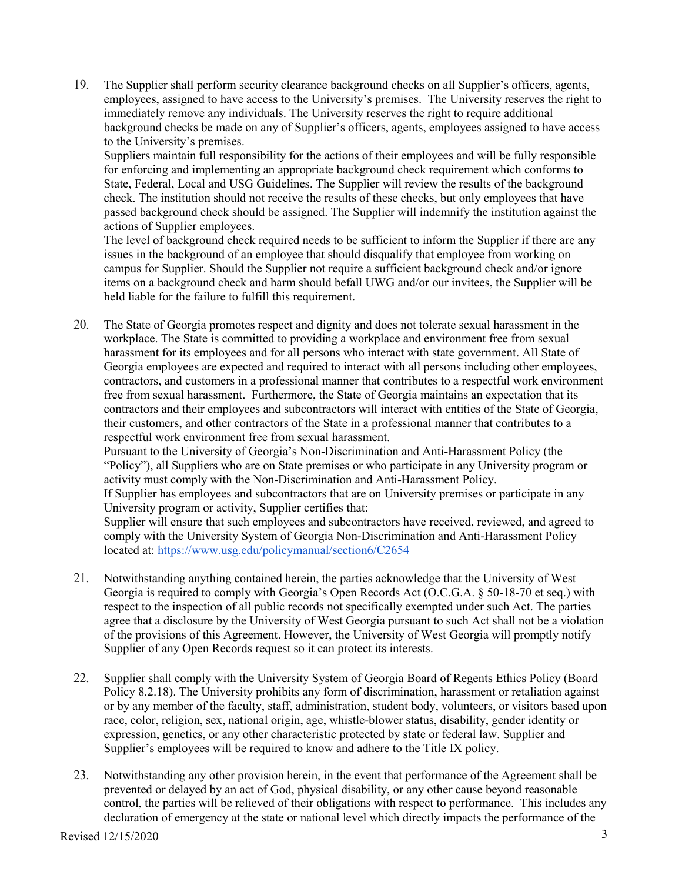19. The Supplier shall perform security clearance background checks on all Supplier's officers, agents, employees, assigned to have access to the University's premises. The University reserves the right to immediately remove any individuals. The University reserves the right to require additional background checks be made on any of Supplier's officers, agents, employees assigned to have access to the University's premises.
    Suppliers maintain full responsibility for the actions of their employees and will be fully responsible for enforcing and implementing an appropriate background check requirement which conforms to State, Federal, Local and USG Guidelines. The Supplier will review the results of the background check. The institution should not receive the results of these checks, but only employees that have passed background check should be assigned. The Supplier will indemnify the institution against the actions of Supplier employees.
    The level of background check required needs to be sufficient to inform the Supplier if there are any issues in the background of an employee that should disqualify that employee from working on campus for Supplier. Should the Supplier not require a sufficient background check and/or ignore items on a background check and harm should befall UWG and/or our invitees, the Supplier will be held liable for the failure to fulfill this requirement.

20. The State of Georgia promotes respect and dignity and does not tolerate sexual harassment in the workplace. The State is committed to providing a workplace and environment free from sexual harassment for its employees and for all persons who interact with state government. All State of Georgia employees are expected and required to interact with all persons including other employees, contractors, and customers in a professional manner that contributes to a respectful work environment free from sexual harassment. Furthermore, the State of Georgia maintains an expectation that its contractors and their employees and subcontractors will interact with entities of the State of Georgia, their customers, and other contractors of the State in a professional manner that contributes to a respectful work environment free from sexual harassment.
    Pursuant to the University of Georgia's Non-Discrimination and Anti-Harassment Policy (the "Policy"), all Suppliers who are on State premises or who participate in any University program or activity must comply with the Non-Discrimination and Anti-Harassment Policy.
    If Supplier has employees and subcontractors that are on University premises or participate in any University program or activity, Supplier certifies that:
    Supplier will ensure that such employees and subcontractors have received, reviewed, and agreed to comply with the University System of Georgia Non-Discrimination and Anti-Harassment Policy located at: https://www.usg.edu/policymanual/section6/C2654

21. Notwithstanding anything contained herein, the parties acknowledge that the University of West Georgia is required to comply with Georgia's Open Records Act (O.C.G.A. § 50-18-70 et seq.) with respect to the inspection of all public records not specifically exempted under such Act. The parties agree that a disclosure by the University of West Georgia pursuant to such Act shall not be a violation of the provisions of this Agreement. However, the University of West Georgia will promptly notify Supplier of any Open Records request so it can protect its interests.

22. Supplier shall comply with the University System of Georgia Board of Regents Ethics Policy (Board Policy 8.2.18). The University prohibits any form of discrimination, harassment or retaliation against or by any member of the faculty, staff, administration, student body, volunteers, or visitors based upon race, color, religion, sex, national origin, age, whistle-blower status, disability, gender identity or expression, genetics, or any other characteristic protected by state or federal law. Supplier and Supplier's employees will be required to know and adhere to the Title IX policy.

23. Notwithstanding any other provision herein, in the event that performance of the Agreement shall be prevented or delayed by an act of God, physical disability, or any other cause beyond reasonable control, the parties will be relieved of their obligations with respect to performance. This includes any declaration of emergency at the state or national level which directly impacts the performance of the

Revised 12/15/2020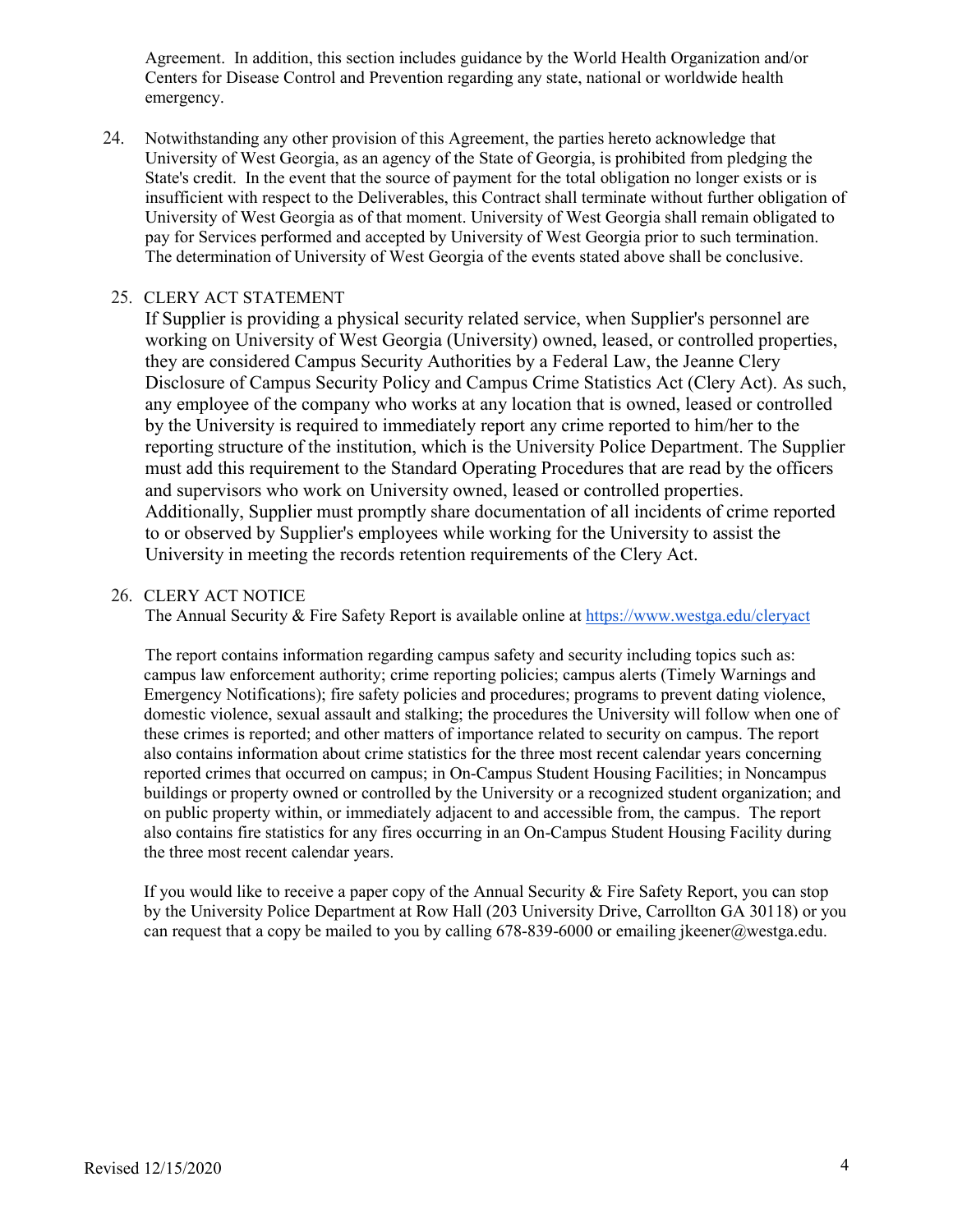Agreement. In addition, this section includes guidance by the World Health Organization and/or Centers for Disease Control and Prevention regarding any state, national or worldwide health emergency.

24. Notwithstanding any other provision of this Agreement, the parties hereto acknowledge that University of West Georgia, as an agency of the State of Georgia, is prohibited from pledging the State's credit. In the event that the source of payment for the total obligation no longer exists or is insufficient with respect to the Deliverables, this Contract shall terminate without further obligation of University of West Georgia as of that moment. University of West Georgia shall remain obligated to pay for Services performed and accepted by University of West Georgia prior to such termination. The determination of University of West Georgia of the events stated above shall be conclusive.

25. CLERY ACT STATEMENT

If Supplier is providing a physical security related service, when Supplier's personnel are working on University of West Georgia (University) owned, leased, or controlled properties, they are considered Campus Security Authorities by a Federal Law, the Jeanne Clery Disclosure of Campus Security Policy and Campus Crime Statistics Act (Clery Act). As such, any employee of the company who works at any location that is owned, leased or controlled by the University is required to immediately report any crime reported to him/her to the reporting structure of the institution, which is the University Police Department. The Supplier must add this requirement to the Standard Operating Procedures that are read by the officers and supervisors who work on University owned, leased or controlled properties. Additionally, Supplier must promptly share documentation of all incidents of crime reported to or observed by Supplier's employees while working for the University to assist the University in meeting the records retention requirements of the Clery Act.

26. CLERY ACT NOTICE

The Annual Security & Fire Safety Report is available online at https://www.westga.edu/cleryact

The report contains information regarding campus safety and security including topics such as: campus law enforcement authority; crime reporting policies; campus alerts (Timely Warnings and Emergency Notifications); fire safety policies and procedures; programs to prevent dating violence, domestic violence, sexual assault and stalking; the procedures the University will follow when one of these crimes is reported; and other matters of importance related to security on campus. The report also contains information about crime statistics for the three most recent calendar years concerning reported crimes that occurred on campus; in On-Campus Student Housing Facilities; in Noncampus buildings or property owned or controlled by the University or a recognized student organization; and on public property within, or immediately adjacent to and accessible from, the campus. The report also contains fire statistics for any fires occurring in an On-Campus Student Housing Facility during the three most recent calendar years.

If you would like to receive a paper copy of the Annual Security & Fire Safety Report, you can stop by the University Police Department at Row Hall (203 University Drive, Carrollton GA 30118) or you can request that a copy be mailed to you by calling 678-839-6000 or emailing jkeener@westga.edu.

Revised 12/15/2020